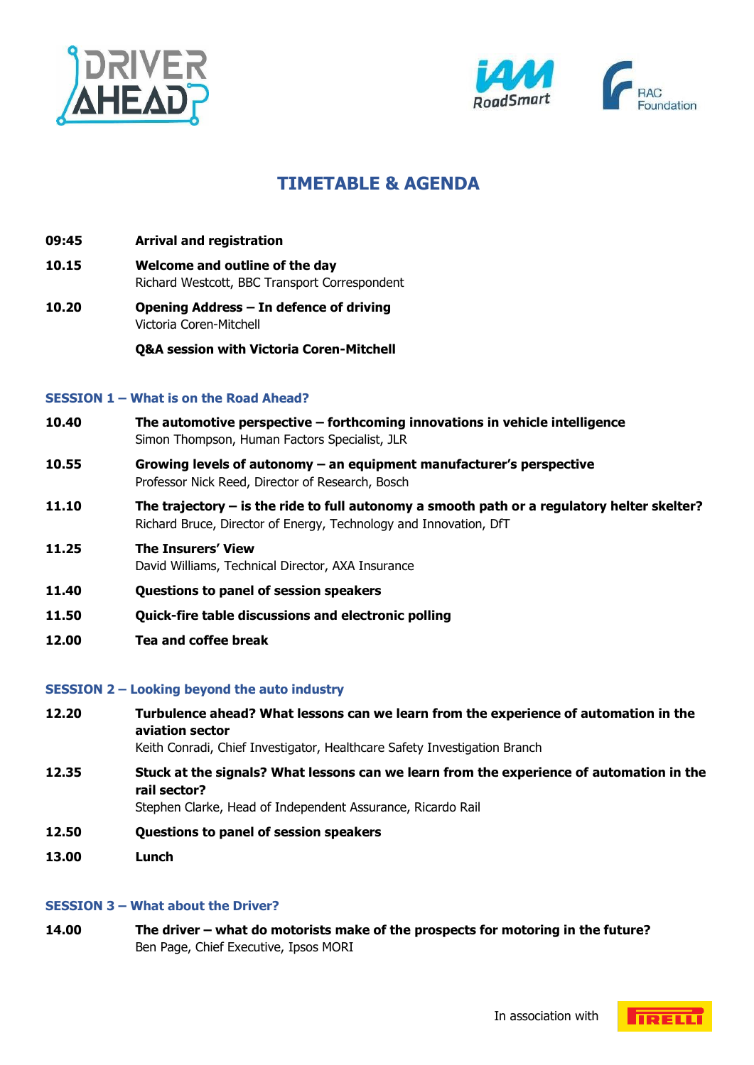# TIMETABLE & AGENDA

**09:45** **Arrival and registration**

**10.15** **Welcome and outline of the day**
Richard Westcott, BBC Transport Correspondent

**10.20** **Opening Address – In defence of driving**
Victoria Coren-Mitchell

**Q&A session with Victoria Coren-Mitchell**

## SESSION 1 – What is on the Road Ahead?

**10.40** **The automotive perspective – forthcoming innovations in vehicle intelligence**
Simon Thompson, Human Factors Specialist, JLR

**10.55** **Growing levels of autonomy – an equipment manufacturer's perspective**
Professor Nick Reed, Director of Research, Bosch

**11.10** **The trajectory – is the ride to full autonomy a smooth path or a regulatory helter skelter?**
Richard Bruce, Director of Energy, Technology and Innovation, DfT

**11.25** **The Insurers' View**
David Williams, Technical Director, AXA Insurance

**11.40** **Questions to panel of session speakers**

**11.50** **Quick-fire table discussions and electronic polling**

**12.00** **Tea and coffee break**

## SESSION 2 – Looking beyond the auto industry

**12.20** **Turbulence ahead? What lessons can we learn from the experience of automation in the aviation sector**
Keith Conradi, Chief Investigator, Healthcare Safety Investigation Branch

**12.35** **Stuck at the signals? What lessons can we learn from the experience of automation in the rail sector?**
Stephen Clarke, Head of Independent Assurance, Ricardo Rail

**12.50** **Questions to panel of session speakers**

**13.00** **Lunch**

## SESSION 3 – What about the Driver?

**14.00** **The driver – what do motorists make of the prospects for motoring in the future?**
Ben Page, Chief Executive, Ipsos MORI

In association with PIRELLI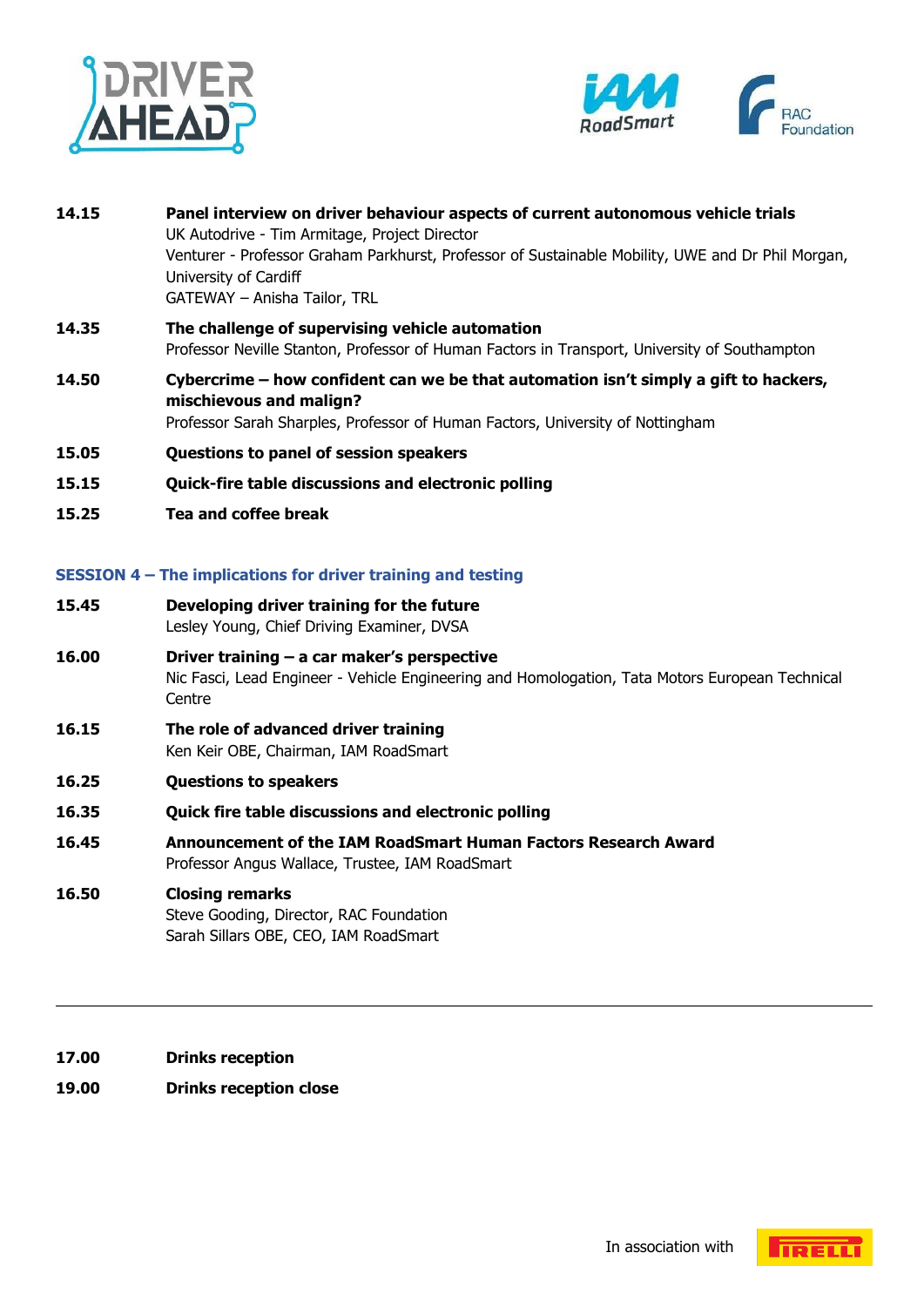**14.15** **Panel interview on driver behaviour aspects of current autonomous vehicle trials**
UK Autodrive - Tim Armitage, Project Director
Venturer - Professor Graham Parkhurst, Professor of Sustainable Mobility, UWE and Dr Phil Morgan, University of Cardiff
GATEWAY – Anisha Tailor, TRL

**14.35** **The challenge of supervising vehicle automation**
Professor Neville Stanton, Professor of Human Factors in Transport, University of Southampton

**14.50** **Cybercrime – how confident can we be that automation isn't simply a gift to hackers, mischievous and malign?**
Professor Sarah Sharples, Professor of Human Factors, University of Nottingham

**15.05** **Questions to panel of session speakers**

**15.15** **Quick-fire table discussions and electronic polling**

**15.25** **Tea and coffee break**

### SESSION 4 – The implications for driver training and testing

**15.45** **Developing driver training for the future**
Lesley Young, Chief Driving Examiner, DVSA

**16.00** **Driver training – a car maker's perspective**
Nic Fasci, Lead Engineer - Vehicle Engineering and Homologation, Tata Motors European Technical Centre

**16.15** **The role of advanced driver training**
Ken Keir OBE, Chairman, IAM RoadSmart

**16.25** **Questions to speakers**

**16.35** **Quick fire table discussions and electronic polling**

**16.45** **Announcement of the IAM RoadSmart Human Factors Research Award**
Professor Angus Wallace, Trustee, IAM RoadSmart

**16.50** **Closing remarks**
Steve Gooding, Director, RAC Foundation
Sarah Sillars OBE, CEO, IAM RoadSmart

---

**17.00** **Drinks reception**

**19.00** **Drinks reception close**

In association with